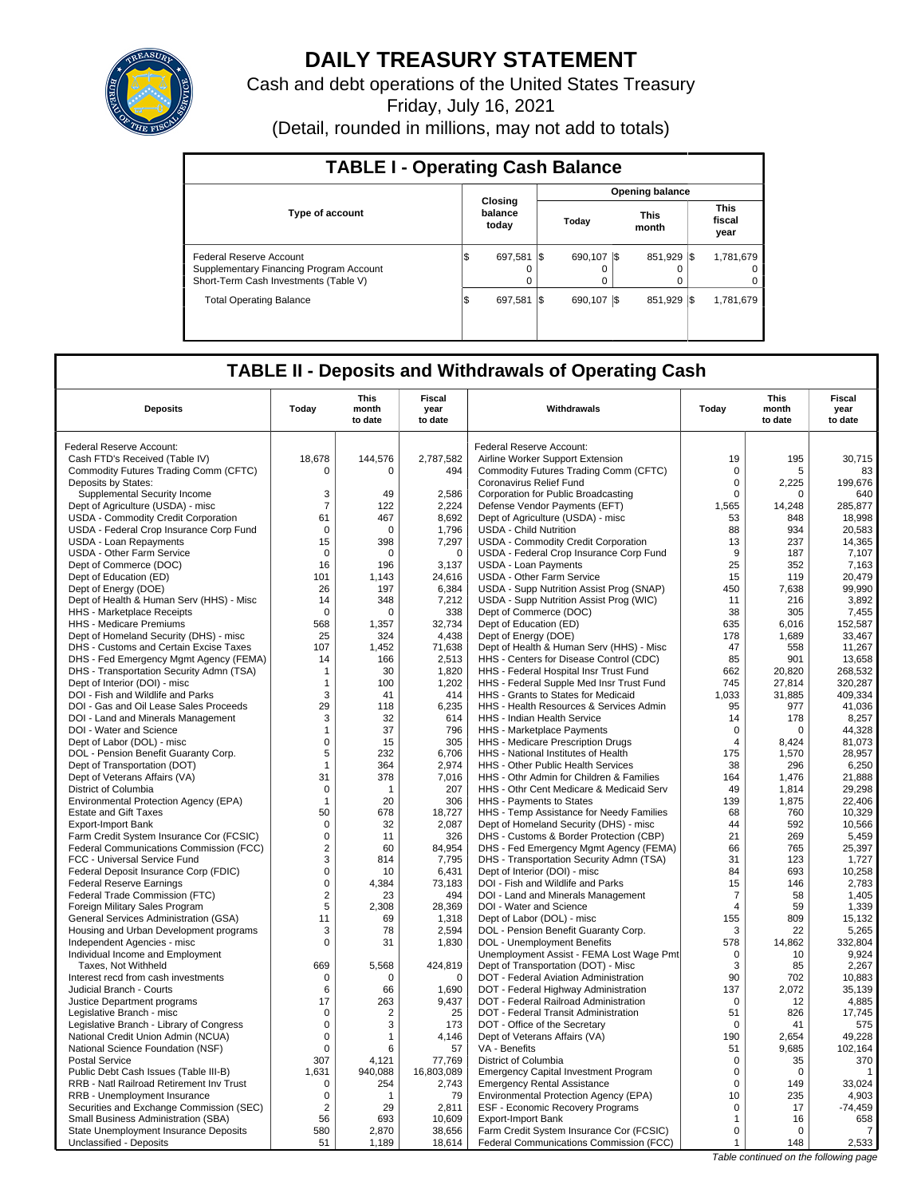# DAILY TREASURY STATEMENT

Cash and debt operations of the United States Treasury

Friday, July 16, 2021

(Detail, rounded in millions, may not add to totals)

## TABLE I - Operating Cash Balance

| Type of account | Closing balance today | Opening balance | | |
|---|---|---|---|---|
| | | Today | This month | This fiscal year |
| Federal Reserve Account | $ 697,581 | $ 690,107 | $ 851,929 | $ 1,781,679 |
| Supplementary Financing Program Account | 0 | 0 | 0 | 0 |
| Short-Term Cash Investments (Table V) | 0 | 0 | 0 | 0 |
| Total Operating Balance | $ 697,581 | $ 690,107 | $ 851,929 | $ 1,781,679 |

## TABLE II - Deposits and Withdrawals of Operating Cash

| Deposits | Today | This month to date | Fiscal year to date | Withdrawals | Today | This month to date | Fiscal year to date |
|---|---|---|---|---|---|---|---|
| Federal Reserve Account: | | | | Federal Reserve Account: | | | |
| Cash FTD's Received (Table IV) | 18,678 | 144,576 | 2,787,582 | Airline Worker Support Extension | 19 | 195 | 30,715 |
| Commodity Futures Trading Comm (CFTC) | 0 | 0 | 494 | Commodity Futures Trading Comm (CFTC) | 0 | 5 | 83 |
| Deposits by States: | | | | Coronavirus Relief Fund | 0 | 2,225 | 199,676 |
| Supplemental Security Income | 3 | 49 | 2,586 | Corporation for Public Broadcasting | 0 | 0 | 640 |
| Dept of Agriculture (USDA) - misc | 7 | 122 | 2,224 | Defense Vendor Payments (EFT) | 1,565 | 14,248 | 285,877 |
| USDA - Commodity Credit Corporation | 61 | 467 | 8,692 | Dept of Agriculture (USDA) - misc | 53 | 848 | 18,998 |
| USDA - Federal Crop Insurance Corp Fund | 0 | 0 | 1,796 | USDA - Child Nutrition | 88 | 934 | 20,583 |
| USDA - Loan Repayments | 15 | 398 | 7,297 | USDA - Commodity Credit Corporation | 13 | 237 | 14,365 |
| USDA - Other Farm Service | 0 | 0 | 0 | USDA - Federal Crop Insurance Corp Fund | 9 | 187 | 7,107 |
| Dept of Commerce (DOC) | 16 | 196 | 3,137 | USDA - Loan Payments | 25 | 352 | 7,163 |
| Dept of Education (ED) | 101 | 1,143 | 24,616 | USDA - Other Farm Service | 15 | 119 | 20,479 |
| Dept of Energy (DOE) | 26 | 197 | 6,384 | USDA - Supp Nutrition Assist Prog (SNAP) | 450 | 7,638 | 99,990 |
| Dept of Health & Human Serv (HHS) - Misc | 14 | 348 | 7,212 | USDA - Supp Nutrition Assist Prog (WIC) | 11 | 216 | 3,892 |
| HHS - Marketplace Receipts | 0 | 0 | 338 | Dept of Commerce (DOC) | 38 | 305 | 7,455 |
| HHS - Medicare Premiums | 568 | 1,357 | 32,734 | Dept of Education (ED) | 635 | 6,016 | 152,587 |
| Dept of Homeland Security (DHS) - misc | 25 | 324 | 4,438 | Dept of Energy (DOE) | 178 | 1,689 | 33,467 |
| DHS - Customs and Certain Excise Taxes | 107 | 1,452 | 71,638 | Dept of Health & Human Serv (HHS) - Misc | 47 | 558 | 11,267 |
| DHS - Fed Emergency Mgmt Agency (FEMA) | 14 | 166 | 2,513 | HHS - Centers for Disease Control (CDC) | 85 | 901 | 13,658 |
| DHS - Transportation Security Admn (TSA) | 1 | 30 | 1,820 | HHS - Federal Hospital Insr Trust Fund | 662 | 20,820 | 268,532 |
| Dept of Interior (DOI) - misc | 1 | 100 | 1,202 | HHS - Federal Supple Med Insr Trust Fund | 745 | 27,814 | 320,287 |
| DOI - Fish and Wildlife and Parks | 3 | 41 | 414 | HHS - Grants to States for Medicaid | 1,033 | 31,885 | 409,334 |
| DOI - Gas and Oil Lease Sales Proceeds | 29 | 118 | 6,235 | HHS - Health Resources & Services Admin | 95 | 977 | 41,036 |
| DOI - Land and Minerals Management | 3 | 32 | 614 | HHS - Indian Health Service | 14 | 178 | 8,257 |
| DOI - Water and Science | 1 | 37 | 796 | HHS - Marketplace Payments | 0 | 0 | 44,328 |
| Dept of Labor (DOL) - misc | 0 | 15 | 305 | HHS - Medicare Prescription Drugs | 4 | 8,424 | 81,073 |
| DOL - Pension Benefit Guaranty Corp. | 5 | 232 | 6,706 | HHS - National Institutes of Health | 175 | 1,570 | 28,957 |
| Dept of Transportation (DOT) | 1 | 364 | 2,974 | HHS - Other Public Health Services | 38 | 296 | 6,250 |
| Dept of Veterans Affairs (VA) | 31 | 378 | 7,016 | HHS - Othr Admin for Children & Families | 164 | 1,476 | 21,888 |
| District of Columbia | 0 | 1 | 207 | HHS - Othr Cent Medicare & Medicaid Serv | 49 | 1,814 | 29,298 |
| Environmental Protection Agency (EPA) | 1 | 20 | 306 | HHS - Payments to States | 139 | 1,875 | 22,406 |
| Estate and Gift Taxes | 50 | 678 | 18,727 | HHS - Temp Assistance for Needy Families | 68 | 760 | 10,329 |
| Export-Import Bank | 0 | 32 | 2,087 | Dept of Homeland Security (DHS) - misc | 44 | 592 | 10,566 |
| Farm Credit System Insurance Cor (FCSIC) | 0 | 11 | 326 | DHS - Customs & Border Protection (CBP) | 21 | 269 | 5,459 |
| Federal Communications Commission (FCC) | 2 | 60 | 84,954 | DHS - Fed Emergency Mgmt Agency (FEMA) | 66 | 765 | 25,397 |
| FCC - Universal Service Fund | 3 | 814 | 7,795 | DHS - Transportation Security Admn (TSA) | 31 | 123 | 1,727 |
| Federal Deposit Insurance Corp (FDIC) | 0 | 10 | 6,431 | Dept of Interior (DOI) - misc | 84 | 693 | 10,258 |
| Federal Reserve Earnings | 0 | 4,384 | 73,183 | DOI - Fish and Wildlife and Parks | 15 | 146 | 2,783 |
| Federal Trade Commission (FTC) | 2 | 23 | 494 | DOI - Land and Minerals Management | 7 | 58 | 1,405 |
| Foreign Military Sales Program | 5 | 2,308 | 28,369 | DOI - Water and Science | 4 | 59 | 1,339 |
| General Services Administration (GSA) | 11 | 69 | 1,318 | Dept of Labor (DOL) - misc | 155 | 809 | 15,132 |
| Housing and Urban Development programs | 3 | 78 | 2,594 | DOL - Pension Benefit Guaranty Corp. | 3 | 22 | 5,265 |
| Independent Agencies - misc | 0 | 31 | 1,830 | DOL - Unemployment Benefits | 578 | 14,862 | 332,804 |
| Individual Income and Employment | | | | Unemployment Assist - FEMA Lost Wage Pmt | 0 | 10 | 9,924 |
| Taxes, Not Withheld | 669 | 5,568 | 424,819 | Dept of Transportation (DOT) - Misc | 3 | 85 | 2,267 |
| Interest recd from cash investments | 0 | 0 | 0 | DOT - Federal Aviation Administration | 90 | 702 | 10,883 |
| Judicial Branch - Courts | 6 | 66 | 1,690 | DOT - Federal Highway Administration | 137 | 2,072 | 35,139 |
| Justice Department programs | 17 | 263 | 9,437 | DOT - Federal Railroad Administration | 0 | 12 | 4,885 |
| Legislative Branch - misc | 0 | 2 | 25 | DOT - Federal Transit Administration | 51 | 826 | 17,745 |
| Legislative Branch - Library of Congress | 0 | 3 | 173 | DOT - Office of the Secretary | 0 | 41 | 575 |
| National Credit Union Admin (NCUA) | 0 | 1 | 4,146 | Dept of Veterans Affairs (VA) | 190 | 2,654 | 49,228 |
| National Science Foundation (NSF) | 0 | 6 | 57 | VA - Benefits | 51 | 9,685 | 102,164 |
| Postal Service | 307 | 4,121 | 77,769 | District of Columbia | 0 | 35 | 370 |
| Public Debt Cash Issues (Table III-B) | 1,631 | 940,088 | 16,803,089 | Emergency Capital Investment Program | 0 | 0 | 1 |
| RRB - Natl Railroad Retirement Inv Trust | 0 | 254 | 2,743 | Emergency Rental Assistance | 0 | 149 | 33,024 |
| RRB - Unemployment Insurance | 0 | 1 | 79 | Environmental Protection Agency (EPA) | 10 | 235 | 4,903 |
| Securities and Exchange Commission (SEC) | 2 | 29 | 2,811 | ESF - Economic Recovery Programs | 0 | 17 | -74,459 |
| Small Business Administration (SBA) | 56 | 693 | 10,609 | Export-Import Bank | 1 | 16 | 658 |
| State Unemployment Insurance Deposits | 580 | 2,870 | 38,656 | Farm Credit System Insurance Cor (FCSIC) | 0 | 0 | 7 |
| Unclassified - Deposits | 51 | 1,189 | 18,614 | Federal Communications Commission (FCC) | 1 | 148 | 2,533 |

*Table continued on the following page*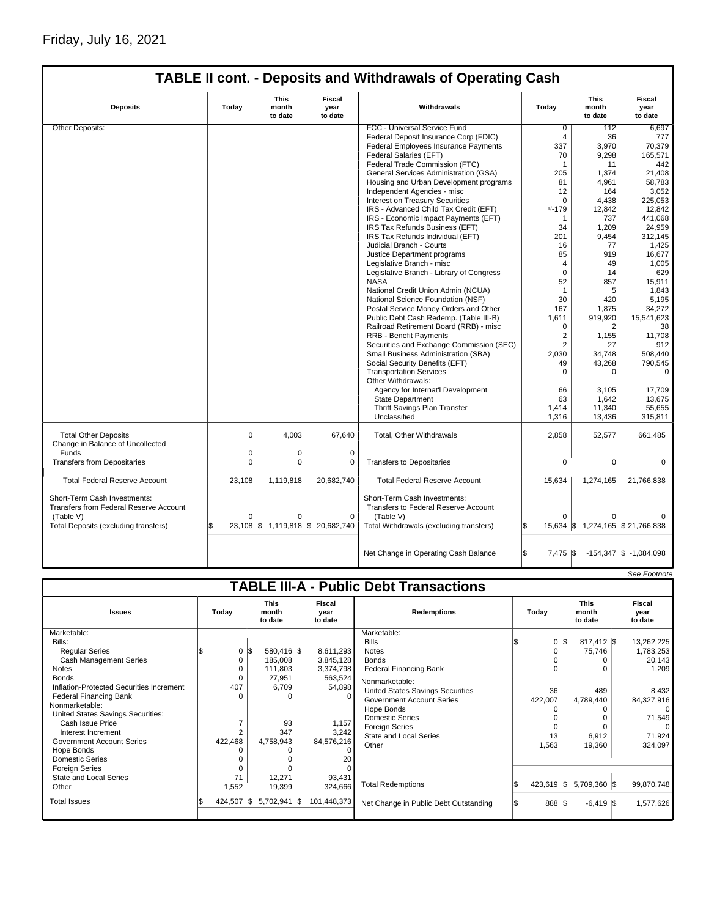Friday, July 16, 2021

## TABLE II cont. - Deposits and Withdrawals of Operating Cash

| Deposits | Today | This month to date | Fiscal year to date | Withdrawals | Today | This month to date | Fiscal year to date |
|---|---|---|---|---|---|---|---|
| Other Deposits: | | | | FCC - Universal Service Fund | 0 | 112 | 6,697 |
| | | | | Federal Deposit Insurance Corp (FDIC) | 4 | 36 | 777 |
| | | | | Federal Employees Insurance Payments | 337 | 3,970 | 70,379 |
| | | | | Federal Salaries (EFT) | 70 | 9,298 | 165,571 |
| | | | | Federal Trade Commission (FTC) | 1 | 11 | 442 |
| | | | | General Services Administration (GSA) | 205 | 1,374 | 21,408 |
| | | | | Housing and Urban Development programs | 81 | 4,961 | 58,783 |
| | | | | Independent Agencies - misc | 12 | 164 | 3,052 |
| | | | | Interest on Treasury Securities | 0 | 4,438 | 225,053 |
| | | | | IRS - Advanced Child Tax Credit (EFT) | 1/-179 | 12,842 | 12,842 |
| | | | | IRS - Economic Impact Payments (EFT) | 1 | 737 | 441,068 |
| | | | | IRS Tax Refunds Business (EFT) | 34 | 1,209 | 24,959 |
| | | | | IRS Tax Refunds Individual (EFT) | 201 | 9,454 | 312,145 |
| | | | | Judicial Branch - Courts | 16 | 77 | 1,425 |
| | | | | Justice Department programs | 85 | 919 | 16,677 |
| | | | | Legislative Branch - misc | 4 | 49 | 1,005 |
| | | | | Legislative Branch - Library of Congress | 0 | 14 | 629 |
| | | | | NASA | 52 | 857 | 15,911 |
| | | | | National Credit Union Admin (NCUA) | 1 | 5 | 1,843 |
| | | | | National Science Foundation (NSF) | 30 | 420 | 5,195 |
| | | | | Postal Service Money Orders and Other | 167 | 1,875 | 34,272 |
| | | | | Public Debt Cash Redemp. (Table III-B) | 1,611 | 919,920 | 15,541,623 |
| | | | | Railroad Retirement Board (RRB) - misc | 0 | 2 | 38 |
| | | | | RRB - Benefit Payments | 2 | 1,155 | 11,708 |
| | | | | Securities and Exchange Commission (SEC) | 2 | 27 | 912 |
| | | | | Small Business Administration (SBA) | 2,030 | 34,748 | 508,440 |
| | | | | Social Security Benefits (EFT) | 49 | 43,268 | 790,545 |
| | | | | Transportation Services | 0 | 0 | 0 |
| | | | | Other Withdrawals: | | | |
| | | | | Agency for Internat'l Development | 66 | 3,105 | 17,709 |
| | | | | State Department | 63 | 1,642 | 13,675 |
| | | | | Thrift Savings Plan Transfer | 1,414 | 11,340 | 55,655 |
| | | | | Unclassified | 1,316 | 13,436 | 315,811 |
| Total Other Deposits | 0 | 4,003 | 67,640 | Total, Other Withdrawals | 2,858 | 52,577 | 661,485 |
| Change in Balance of Uncollected Funds | 0 | 0 | 0 | | | | |
| Transfers from Depositaries | 0 | 0 | 0 | Transfers to Depositaries | 0 | 0 | 0 |
| Total Federal Reserve Account | 23,108 | 1,119,818 | 20,682,740 | Total Federal Reserve Account | 15,634 | 1,274,165 | 21,766,838 |
| Short-Term Cash Investments: Transfers from Federal Reserve Account (Table V) | 0 | 0 | 0 | Short-Term Cash Investments: Transfers to Federal Reserve Account (Table V) | 0 | 0 | 0 |
| Total Deposits (excluding transfers) | $ 23,108 | $ 1,119,818 | $ 20,682,740 | Total Withdrawals (excluding transfers) | $ 15,634 | $ 1,274,165 | $ 21,766,838 |
| | | | | Net Change in Operating Cash Balance | $ 7,475 | $ -154,347 | $ -1,084,098 |

*See Footnote*

## TABLE III-A - Public Debt Transactions

| Issues | Today | This month to date | Fiscal year to date | Redemptions | Today | This month to date | Fiscal year to date |
|---|---|---|---|---|---|---|---|
| Marketable: | | | | Marketable: | | | |
| Bills: | | | | Bills | $ 0 | $ 817,412 | $ 13,262,225 |
| Regular Series | $ 0 | $ 580,416 | $ 8,611,293 | Notes | 0 | 75,746 | 1,783,253 |
| Cash Management Series | 0 | 185,008 | 3,845,128 | Bonds | 0 | 0 | 20,143 |
| Notes | 0 | 111,803 | 3,374,798 | Federal Financing Bank | 0 | 0 | 1,209 |
| Bonds | 0 | 27,951 | 563,524 | Nonmarketable: | | | |
| Inflation-Protected Securities Increment | 407 | 6,709 | 54,898 | United States Savings Securities | 36 | 489 | 8,432 |
| Federal Financing Bank | 0 | 0 | 0 | Government Account Series | 422,007 | 4,789,440 | 84,327,916 |
| Nonmarketable: | | | | Hope Bonds | 0 | 0 | 0 |
| United States Savings Securities: | | | | Domestic Series | 0 | 0 | 71,549 |
| Cash Issue Price | 7 | 93 | 1,157 | Foreign Series | 0 | 0 | 0 |
| Interest Increment | 2 | 347 | 3,242 | State and Local Series | 13 | 6,912 | 71,924 |
| Government Account Series | 422,468 | 4,758,943 | 84,576,216 | Other | 1,563 | 19,360 | 324,097 |
| Hope Bonds | 0 | 0 | 0 | | | | |
| Domestic Series | 0 | 0 | 20 | | | | |
| Foreign Series | 0 | 0 | 0 | | | | |
| State and Local Series | 71 | 12,271 | 93,431 | | | | |
| Other | 1,552 | 19,399 | 324,666 | Total Redemptions | $ 423,619 | $ 5,709,360 | $ 99,870,748 |
| Total Issues | $ 424,507 | $ 5,702,941 | $ 101,448,373 | Net Change in Public Debt Outstanding | $ 888 | $ -6,419 | $ 1,577,626 |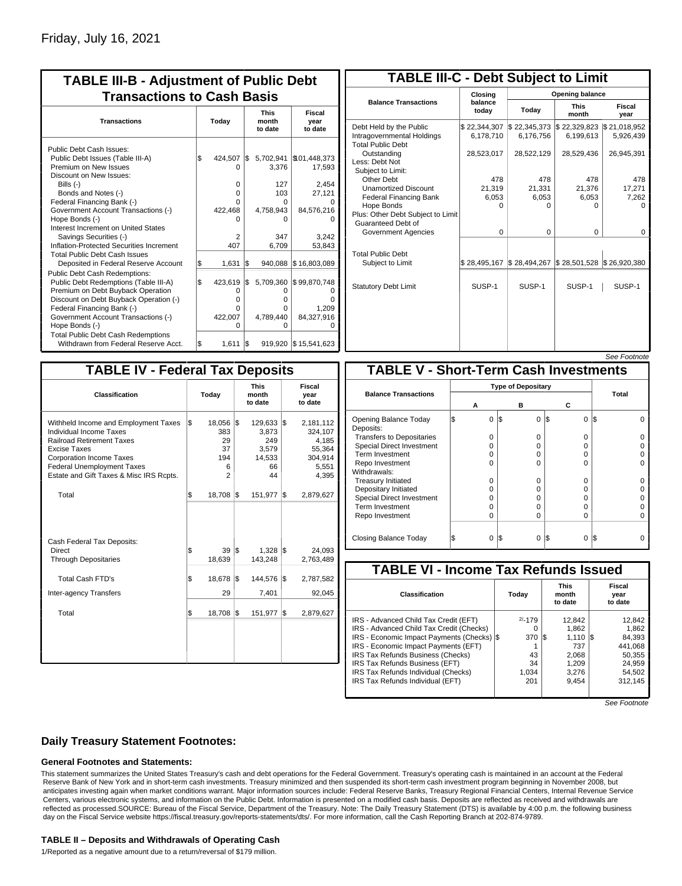Friday, July 16, 2021

## TABLE III-B - Adjustment of Public Debt Transactions to Cash Basis

| Transactions | Today | This month to date | Fiscal year to date |
|---|---|---|---|
| Public Debt Cash Issues: | | | |
| Public Debt Issues (Table III-A) | $ 424,507 | $ 5,702,941 | $101,448,373 |
| Premium on New Issues | 0 | 3,376 | 17,593 |
| Discount on New Issues: | | | |
| Bills (-) | 0 | 127 | 2,454 |
| Bonds and Notes (-) | 0 | 103 | 27,121 |
| Federal Financing Bank (-) | 0 | 0 | 0 |
| Government Account Transactions (-) | 422,468 | 4,758,943 | 84,576,216 |
| Hope Bonds (-) | 0 | 0 | 0 |
| Interest Increment on United States Savings Securities (-) | 2 | 347 | 3,242 |
| Inflation-Protected Securities Increment | 407 | 6,709 | 53,843 |
| Total Public Debt Cash Issues Deposited in Federal Reserve Account | $ 1,631 | $ 940,088 | $ 16,803,089 |
| Public Debt Cash Redemptions: | | | |
| Public Debt Redemptions (Table III-A) | $ 423,619 | $ 5,709,360 | $ 99,870,748 |
| Premium on Debt Buyback Operation | 0 | 0 | 0 |
| Discount on Debt Buyback Operation (-) | 0 | 0 | 0 |
| Federal Financing Bank (-) | 0 | 0 | 1,209 |
| Government Account Transactions (-) | 422,007 | 4,789,440 | 84,327,916 |
| Hope Bonds (-) | 0 | 0 | 0 |
| Total Public Debt Cash Redemptions Withdrawn from Federal Reserve Acct. | $ 1,611 | $ 919,920 | $ 15,541,623 |

## TABLE III-C - Debt Subject to Limit

| Balance Transactions | Closing balance today | Opening balance Today | Opening balance This month | Opening balance Fiscal year |
|---|---|---|---|---|
| Debt Held by the Public | $ 22,344,307 | $ 22,345,373 | $ 22,329,823 | $ 21,018,952 |
| Intragovernmental Holdings | 6,178,710 | 6,176,756 | 6,199,613 | 5,926,439 |
| Total Public Debt Outstanding | 28,523,017 | 28,522,129 | 28,529,436 | 26,945,391 |
| Less: Debt Not Subject to Limit: | | | | |
| Other Debt | 478 | 478 | 478 | 478 |
| Unamortized Discount | 21,319 | 21,331 | 21,376 | 17,271 |
| Federal Financing Bank | 6,053 | 6,053 | 6,053 | 7,262 |
| Hope Bonds | 0 | 0 | 0 | 0 |
| Plus: Other Debt Subject to Limit | | | | |
| Guaranteed Debt of Government Agencies | 0 | 0 | 0 | 0 |
| Total Public Debt Subject to Limit | $ 28,495,167 | $ 28,494,267 | $ 28,501,528 | $ 26,920,380 |
| Statutory Debt Limit | SUSP-1 | SUSP-1 | SUSP-1 | SUSP-1 |

*See Footnote*

## TABLE IV - Federal Tax Deposits

| Classification | Today | This month to date | Fiscal year to date |
|---|---|---|---|
| Withheld Income and Employment Taxes | $ 18,056 | $ 129,633 | $ 2,181,112 |
| Individual Income Taxes | 383 | 3,873 | 324,107 |
| Railroad Retirement Taxes | 29 | 249 | 4,185 |
| Excise Taxes | 37 | 3,579 | 55,364 |
| Corporation Income Taxes | 194 | 14,533 | 304,914 |
| Federal Unemployment Taxes | 6 | 66 | 5,551 |
| Estate and Gift Taxes & Misc IRS Rcpts. | 2 | 44 | 4,395 |
| Total | $ 18,708 | $ 151,977 | $ 2,879,627 |
| Cash Federal Tax Deposits: | | | |
| Direct | $ 39 | $ 1,328 | $ 24,093 |
| Through Depositaries | 18,639 | 143,248 | 2,763,489 |
| Total Cash FTD's | $ 18,678 | $ 144,576 | $ 2,787,582 |
| Inter-agency Transfers | 29 | 7,401 | 92,045 |
| Total | $ 18,708 | $ 151,977 | $ 2,879,627 |

## TABLE V - Short-Term Cash Investments

| Balance Transactions | Type of Depositary A | Type of Depositary B | Type of Depositary C | Total |
|---|---|---|---|---|
| Opening Balance Today | $ 0 | $ 0 | $ 0 | $ 0 |
| Deposits: | | | | |
| Transfers to Depositaries | 0 | 0 | 0 | 0 |
| Special Direct Investment | 0 | 0 | 0 | 0 |
| Term Investment | 0 | 0 | 0 | 0 |
| Repo Investment | 0 | 0 | 0 | 0 |
| Withdrawals: | | | | |
| Treasury Initiated | 0 | 0 | 0 | 0 |
| Depositary Initiated | 0 | 0 | 0 | 0 |
| Special Direct Investment | 0 | 0 | 0 | 0 |
| Term Investment | 0 | 0 | 0 | 0 |
| Repo Investment | 0 | 0 | 0 | 0 |
| Closing Balance Today | $ 0 | $ 0 | $ 0 | $ 0 |

## TABLE VI - Income Tax Refunds Issued

| Classification | Today | This month to date | Fiscal year to date |
|---|---|---|---|
| IRS - Advanced Child Tax Credit (EFT) | [2/] -179 | 12,842 | 12,842 |
| IRS - Advanced Child Tax Credit (Checks) | 0 | 1,862 | 1,862 |
| IRS - Economic Impact Payments (Checks) | $ 370 | $ 1,110 | $ 84,393 |
| IRS - Economic Impact Payments (EFT) | 1 | 737 | 441,068 |
| IRS Tax Refunds Business (Checks) | 43 | 2,068 | 50,355 |
| IRS Tax Refunds Business (EFT) | 34 | 1,209 | 24,959 |
| IRS Tax Refunds Individual (Checks) | 1,034 | 3,276 | 54,502 |
| IRS Tax Refunds Individual (EFT) | 201 | 9,454 | 312,145 |

*See Footnote*

### Daily Treasury Statement Footnotes:

#### General Footnotes and Statements:

This statement summarizes the United States Treasury's cash and debt operations for the Federal Government. Treasury's operating cash is maintained in an account at the Federal Reserve Bank of New York and in short-term cash investments. Treasury minimized and then suspended its short-term cash investment program beginning in November 2008, but anticipates investing again when market conditions warrant. Major information sources include: Federal Reserve Banks, Treasury Regional Financial Centers, Internal Revenue Service Centers, various electronic systems, and information on the Public Debt. Information is presented on a modified cash basis. Deposits are reflected as received and withdrawals are reflected as processed.SOURCE: Bureau of the Fiscal Service, Department of the Treasury. Note: The Daily Treasury Statement (DTS) is available by 4:00 p.m. the following business day on the Fiscal Service website https://fiscal.treasury.gov/reports-statements/dts/. For more information, call the Cash Reporting Branch at 202-874-9789.

#### TABLE II – Deposits and Withdrawals of Operating Cash

1/Reported as a negative amount due to a return/reversal of $179 million.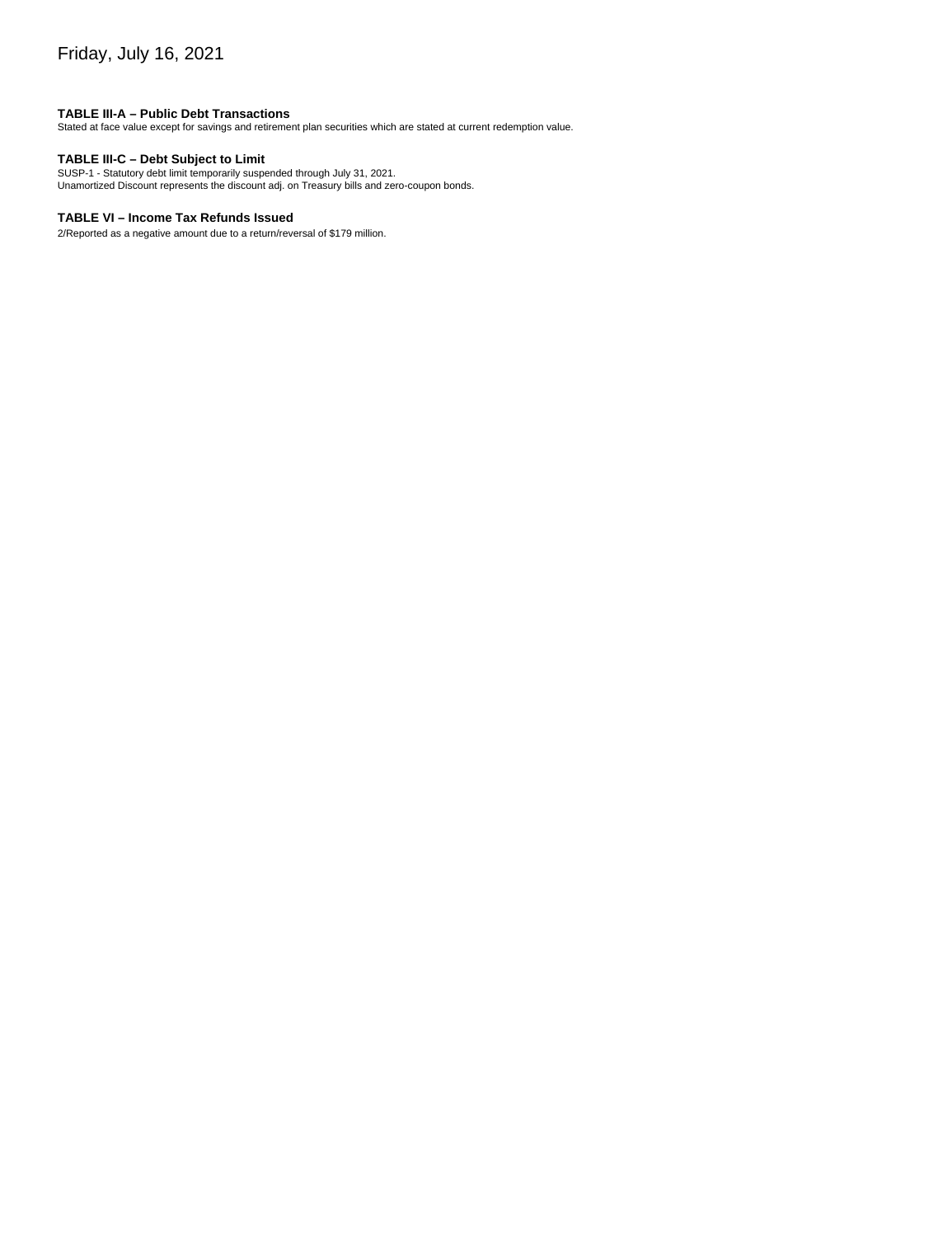Friday, July 16, 2021

### TABLE III-A – Public Debt Transactions

Stated at face value except for savings and retirement plan securities which are stated at current redemption value.

### TABLE III-C – Debt Subject to Limit

SUSP-1 - Statutory debt limit temporarily suspended through July 31, 2021.
Unamortized Discount represents the discount adj. on Treasury bills and zero-coupon bonds.

### TABLE VI – Income Tax Refunds Issued

2/Reported as a negative amount due to a return/reversal of $179 million.